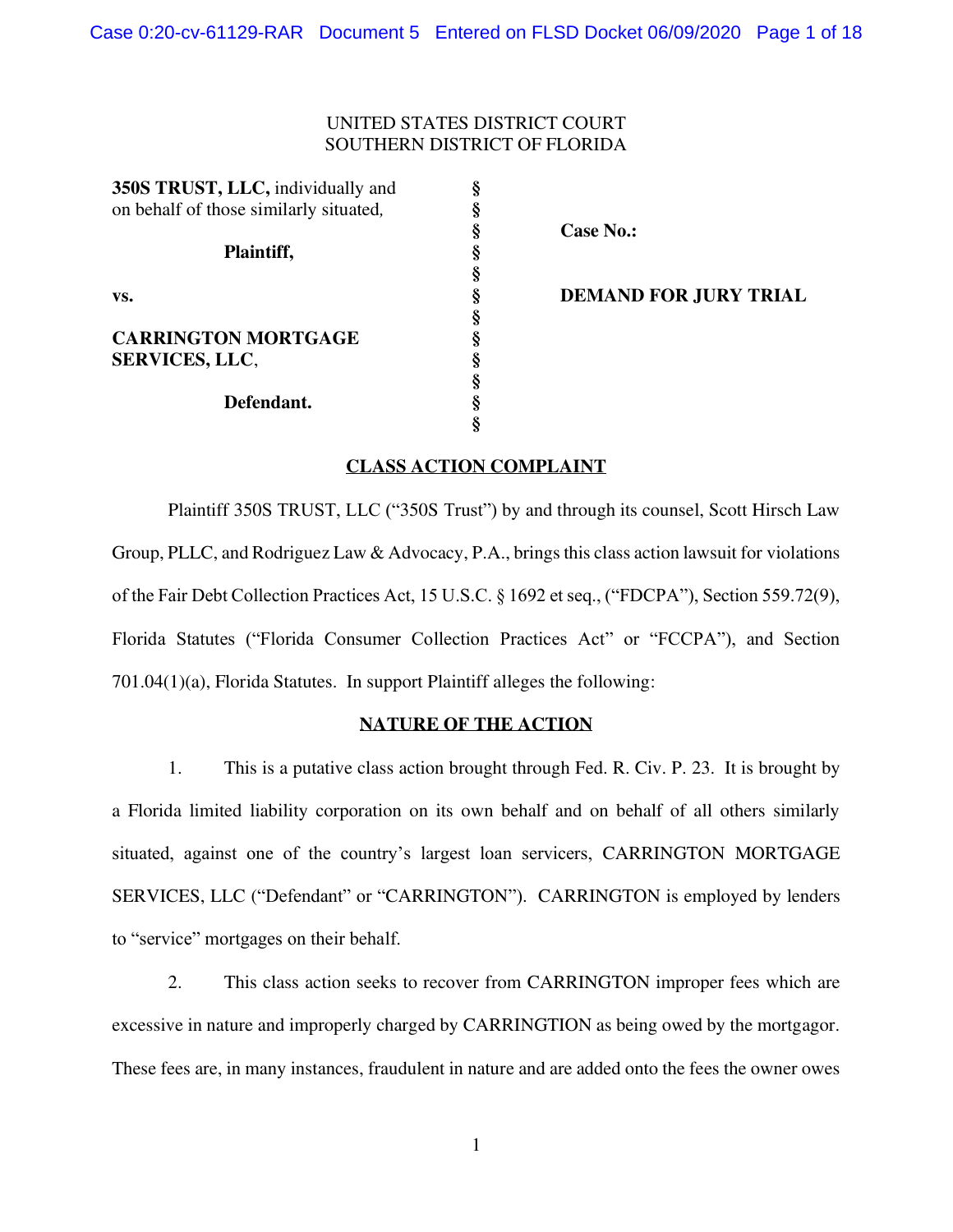UNITED STATES DISTRICT COURT
SOUTHERN DISTRICT OF FLORIDA

| | | |
|---|---|---|
| **350S TRUST, LLC,** individually and on behalf of those similarly situated, | § | **Case No.:** |
| **Plaintiff,** | § | |
| vs. | § | **DEMAND FOR JURY TRIAL** |
| **CARRINGTON MORTGAGE SERVICES, LLC**, | § | |
| **Defendant.** | § | |

## CLASS ACTION COMPLAINT

Plaintiff 350S TRUST, LLC ("350S Trust") by and through its counsel, Scott Hirsch Law Group, PLLC, and Rodriguez Law & Advocacy, P.A., brings this class action lawsuit for violations of the Fair Debt Collection Practices Act, 15 U.S.C. § 1692 et seq., ("FDCPA"), Section 559.72(9), Florida Statutes ("Florida Consumer Collection Practices Act" or "FCCPA"), and Section 701.04(1)(a), Florida Statutes. In support Plaintiff alleges the following:

## NATURE OF THE ACTION

1. This is a putative class action brought through Fed. R. Civ. P. 23. It is brought by a Florida limited liability corporation on its own behalf and on behalf of all others similarly situated, against one of the country's largest loan servicers, CARRINGTON MORTGAGE SERVICES, LLC ("Defendant" or "CARRINGTON"). CARRINGTON is employed by lenders to "service" mortgages on their behalf.

2. This class action seeks to recover from CARRINGTON improper fees which are excessive in nature and improperly charged by CARRINGTION as being owed by the mortgagor. These fees are, in many instances, fraudulent in nature and are added onto the fees the owner owes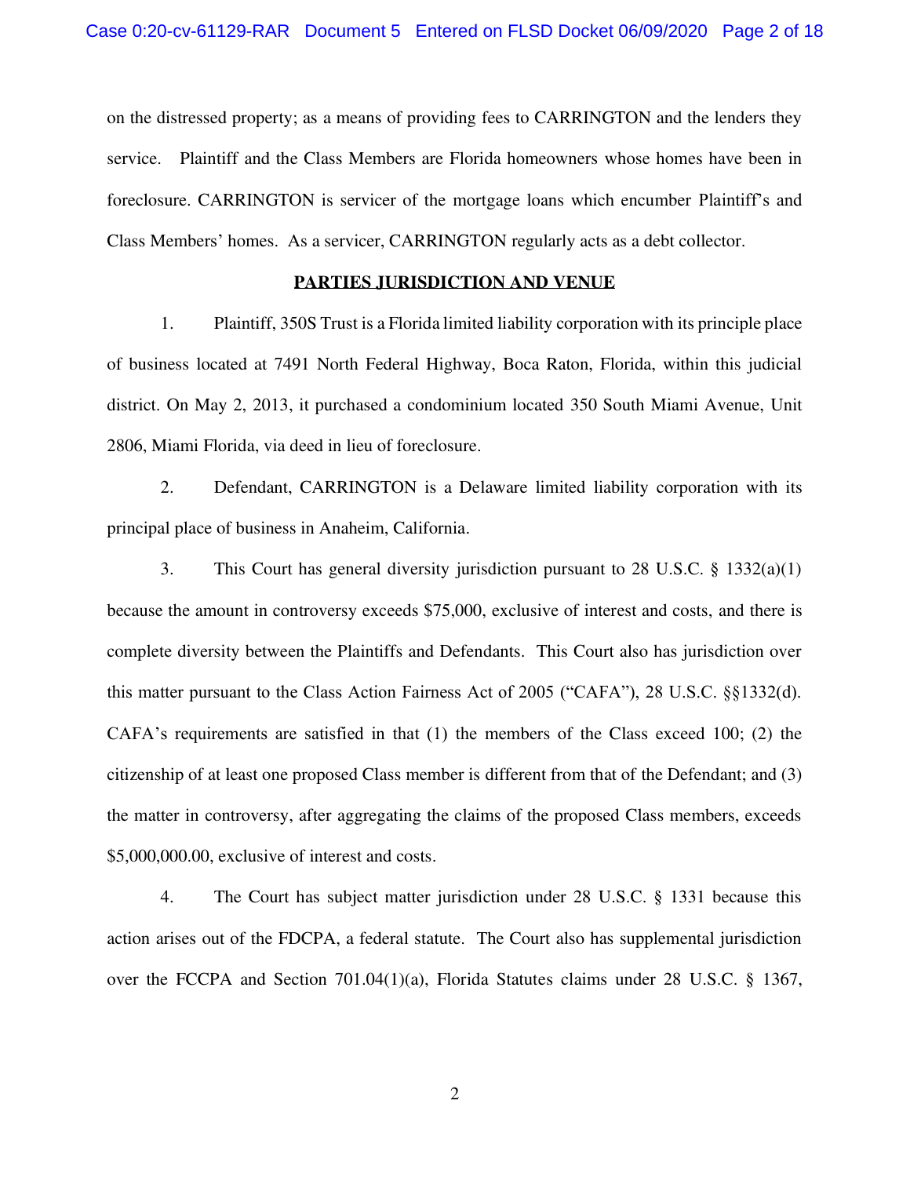on the distressed property; as a means of providing fees to CARRINGTON and the lenders they service. Plaintiff and the Class Members are Florida homeowners whose homes have been in foreclosure. CARRINGTON is servicer of the mortgage loans which encumber Plaintiff's and Class Members' homes. As a servicer, CARRINGTON regularly acts as a debt collector.

**PARTIES JURISDICTION AND VENUE**

1. Plaintiff, 350S Trust is a Florida limited liability corporation with its principle place of business located at 7491 North Federal Highway, Boca Raton, Florida, within this judicial district. On May 2, 2013, it purchased a condominium located 350 South Miami Avenue, Unit 2806, Miami Florida, via deed in lieu of foreclosure.

2. Defendant, CARRINGTON is a Delaware limited liability corporation with its principal place of business in Anaheim, California.

3. This Court has general diversity jurisdiction pursuant to 28 U.S.C. § 1332(a)(1) because the amount in controversy exceeds $75,000, exclusive of interest and costs, and there is complete diversity between the Plaintiffs and Defendants. This Court also has jurisdiction over this matter pursuant to the Class Action Fairness Act of 2005 ("CAFA"), 28 U.S.C. §§1332(d). CAFA's requirements are satisfied in that (1) the members of the Class exceed 100; (2) the citizenship of at least one proposed Class member is different from that of the Defendant; and (3) the matter in controversy, after aggregating the claims of the proposed Class members, exceeds $5,000,000.00, exclusive of interest and costs.

4. The Court has subject matter jurisdiction under 28 U.S.C. § 1331 because this action arises out of the FDCPA, a federal statute. The Court also has supplemental jurisdiction over the FCCPA and Section 701.04(1)(a), Florida Statutes claims under 28 U.S.C. § 1367,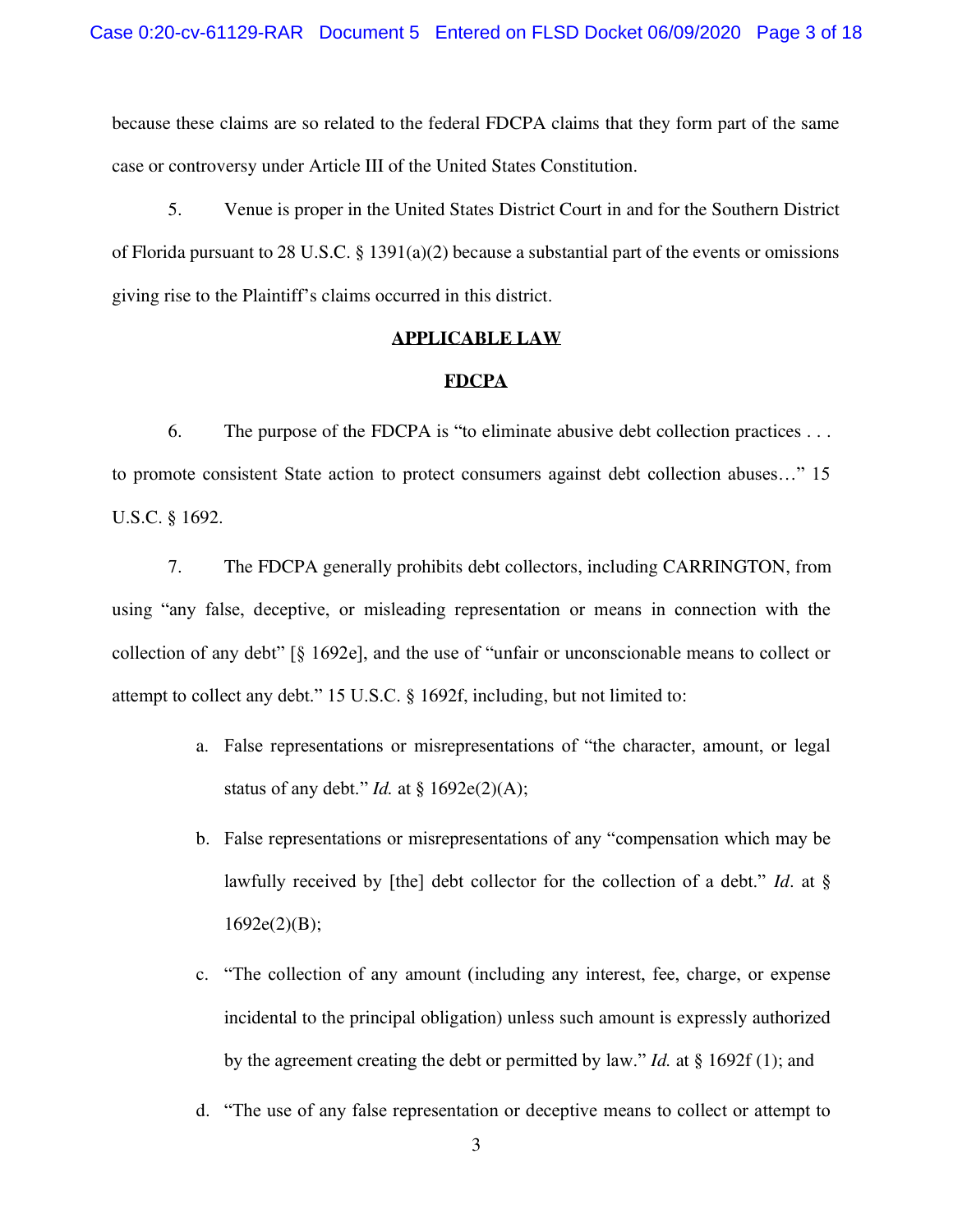because these claims are so related to the federal FDCPA claims that they form part of the same case or controversy under Article III of the United States Constitution.

5. Venue is proper in the United States District Court in and for the Southern District of Florida pursuant to 28 U.S.C. § 1391(a)(2) because a substantial part of the events or omissions giving rise to the Plaintiff's claims occurred in this district.

## APPLICABLE LAW

### FDCPA

6. The purpose of the FDCPA is "to eliminate abusive debt collection practices . . . to promote consistent State action to protect consumers against debt collection abuses…" 15 U.S.C. § 1692.

7. The FDCPA generally prohibits debt collectors, including CARRINGTON, from using "any false, deceptive, or misleading representation or means in connection with the collection of any debt" [§ 1692e], and the use of "unfair or unconscionable means to collect or attempt to collect any debt." 15 U.S.C. § 1692f, including, but not limited to:

a. False representations or misrepresentations of "the character, amount, or legal status of any debt." *Id.* at § 1692e(2)(A);

b. False representations or misrepresentations of any "compensation which may be lawfully received by [the] debt collector for the collection of a debt." *Id*. at § 1692e(2)(B);

c. "The collection of any amount (including any interest, fee, charge, or expense incidental to the principal obligation) unless such amount is expressly authorized by the agreement creating the debt or permitted by law." *Id.* at § 1692f (1); and

d. "The use of any false representation or deceptive means to collect or attempt to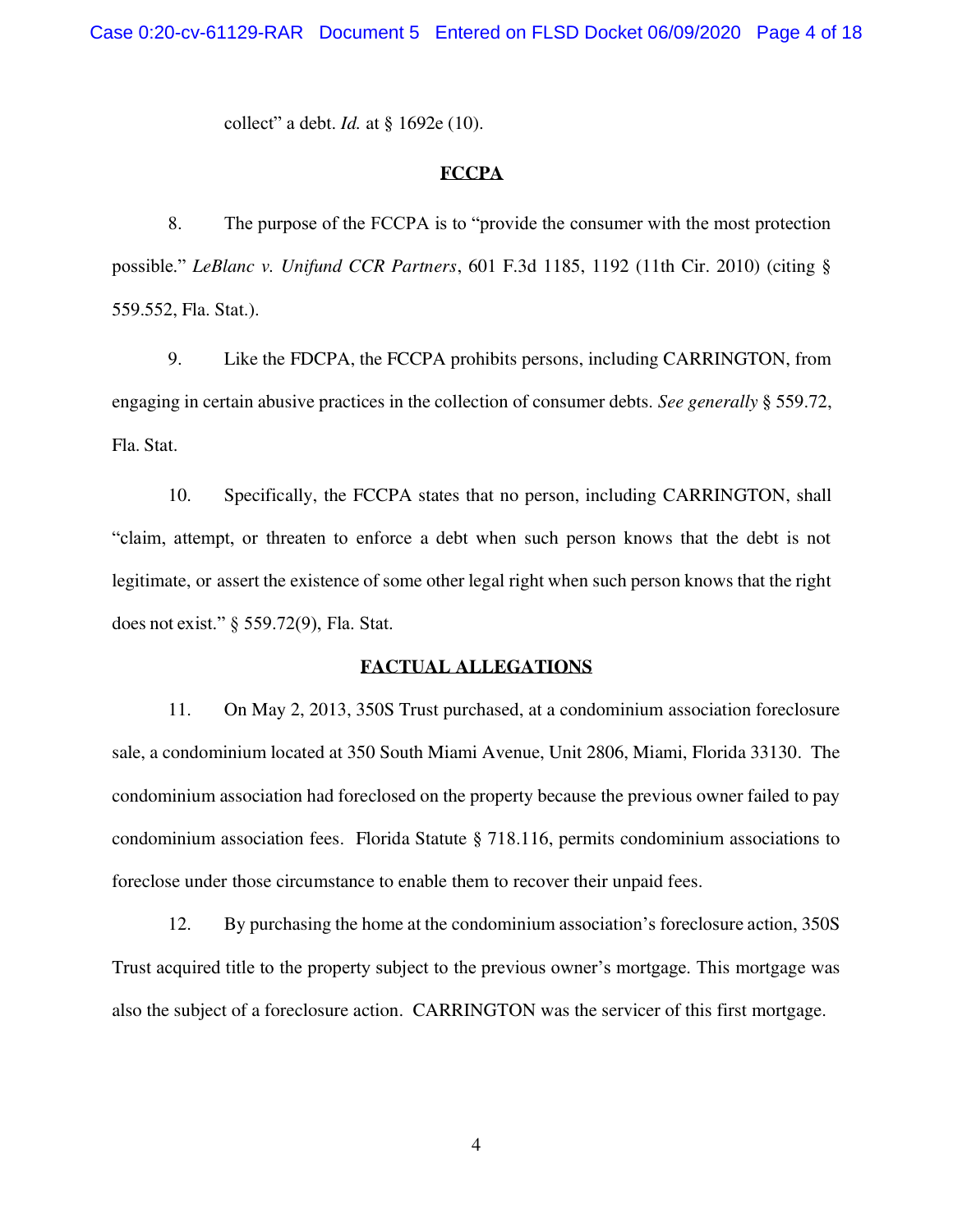collect" a debt. *Id.* at § 1692e (10).

## FCCPA

8. The purpose of the FCCPA is to "provide the consumer with the most protection possible." *LeBlanc v. Unifund CCR Partners*, 601 F.3d 1185, 1192 (11th Cir. 2010) (citing § 559.552, Fla. Stat.).

9. Like the FDCPA, the FCCPA prohibits persons, including CARRINGTON, from engaging in certain abusive practices in the collection of consumer debts. *See generally* § 559.72, Fla. Stat.

10. Specifically, the FCCPA states that no person, including CARRINGTON, shall "claim, attempt, or threaten to enforce a debt when such person knows that the debt is not legitimate, or assert the existence of some other legal right when such person knows that the right does not exist." § 559.72(9), Fla. Stat.

## FACTUAL ALLEGATIONS

11. On May 2, 2013, 350S Trust purchased, at a condominium association foreclosure sale, a condominium located at 350 South Miami Avenue, Unit 2806, Miami, Florida 33130. The condominium association had foreclosed on the property because the previous owner failed to pay condominium association fees. Florida Statute § 718.116, permits condominium associations to foreclose under those circumstance to enable them to recover their unpaid fees.

12. By purchasing the home at the condominium association's foreclosure action, 350S Trust acquired title to the property subject to the previous owner's mortgage. This mortgage was also the subject of a foreclosure action. CARRINGTON was the servicer of this first mortgage.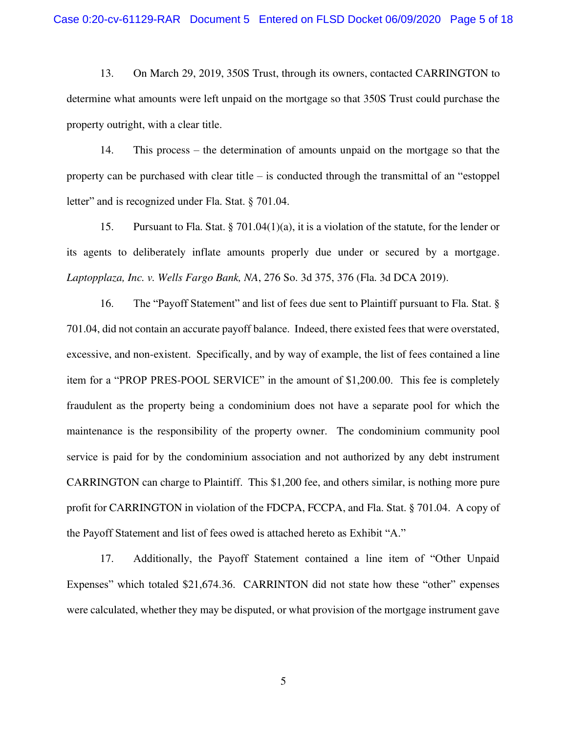13. On March 29, 2019, 350S Trust, through its owners, contacted CARRINGTON to determine what amounts were left unpaid on the mortgage so that 350S Trust could purchase the property outright, with a clear title.

14. This process – the determination of amounts unpaid on the mortgage so that the property can be purchased with clear title – is conducted through the transmittal of an "estoppel letter" and is recognized under Fla. Stat. § 701.04.

15. Pursuant to Fla. Stat. § 701.04(1)(a), it is a violation of the statute, for the lender or its agents to deliberately inflate amounts properly due under or secured by a mortgage. *Laptopplaza, Inc. v. Wells Fargo Bank, NA*, 276 So. 3d 375, 376 (Fla. 3d DCA 2019).

16. The "Payoff Statement" and list of fees due sent to Plaintiff pursuant to Fla. Stat. § 701.04, did not contain an accurate payoff balance. Indeed, there existed fees that were overstated, excessive, and non-existent. Specifically, and by way of example, the list of fees contained a line item for a "PROP PRES-POOL SERVICE" in the amount of $1,200.00. This fee is completely fraudulent as the property being a condominium does not have a separate pool for which the maintenance is the responsibility of the property owner. The condominium community pool service is paid for by the condominium association and not authorized by any debt instrument CARRINGTON can charge to Plaintiff. This $1,200 fee, and others similar, is nothing more pure profit for CARRINGTON in violation of the FDCPA, FCCPA, and Fla. Stat. § 701.04. A copy of the Payoff Statement and list of fees owed is attached hereto as Exhibit "A."

17. Additionally, the Payoff Statement contained a line item of "Other Unpaid Expenses" which totaled $21,674.36. CARRINTON did not state how these "other" expenses were calculated, whether they may be disputed, or what provision of the mortgage instrument gave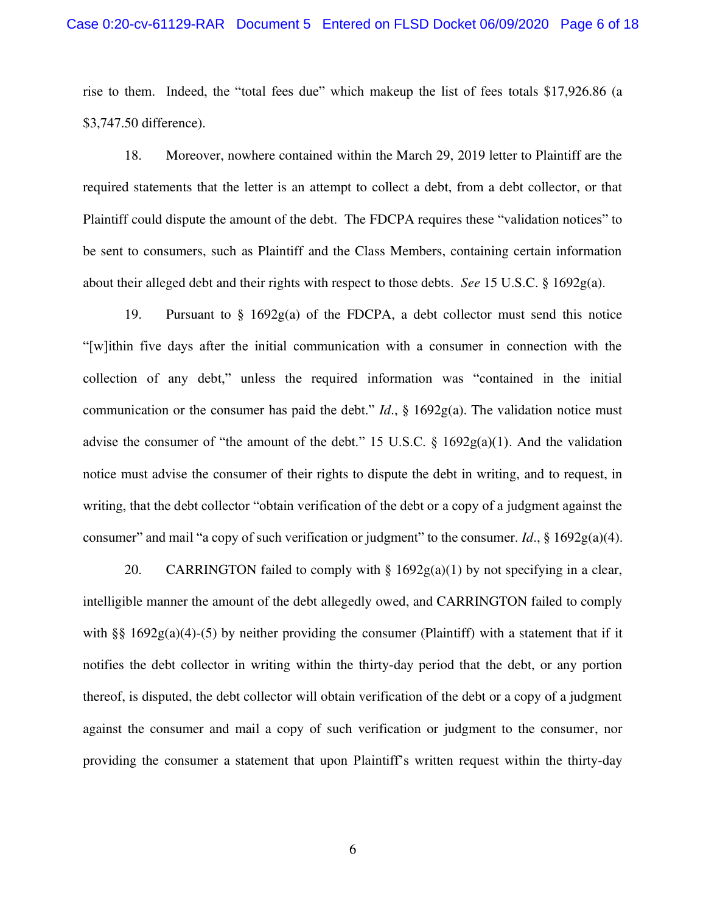rise to them. Indeed, the "total fees due" which makeup the list of fees totals $17,926.86 (a $3,747.50 difference).

18. Moreover, nowhere contained within the March 29, 2019 letter to Plaintiff are the required statements that the letter is an attempt to collect a debt, from a debt collector, or that Plaintiff could dispute the amount of the debt. The FDCPA requires these "validation notices" to be sent to consumers, such as Plaintiff and the Class Members, containing certain information about their alleged debt and their rights with respect to those debts. *See* 15 U.S.C. § 1692g(a).

19. Pursuant to § 1692g(a) of the FDCPA, a debt collector must send this notice "[w]ithin five days after the initial communication with a consumer in connection with the collection of any debt," unless the required information was "contained in the initial communication or the consumer has paid the debt." *Id*., § 1692g(a). The validation notice must advise the consumer of "the amount of the debt." 15 U.S.C. § 1692g(a)(1). And the validation notice must advise the consumer of their rights to dispute the debt in writing, and to request, in writing, that the debt collector "obtain verification of the debt or a copy of a judgment against the consumer" and mail "a copy of such verification or judgment" to the consumer. *Id*., § 1692g(a)(4).

20. CARRINGTON failed to comply with § 1692g(a)(1) by not specifying in a clear, intelligible manner the amount of the debt allegedly owed, and CARRINGTON failed to comply with §§ 1692g(a)(4)-(5) by neither providing the consumer (Plaintiff) with a statement that if it notifies the debt collector in writing within the thirty-day period that the debt, or any portion thereof, is disputed, the debt collector will obtain verification of the debt or a copy of a judgment against the consumer and mail a copy of such verification or judgment to the consumer, nor providing the consumer a statement that upon Plaintiff's written request within the thirty-day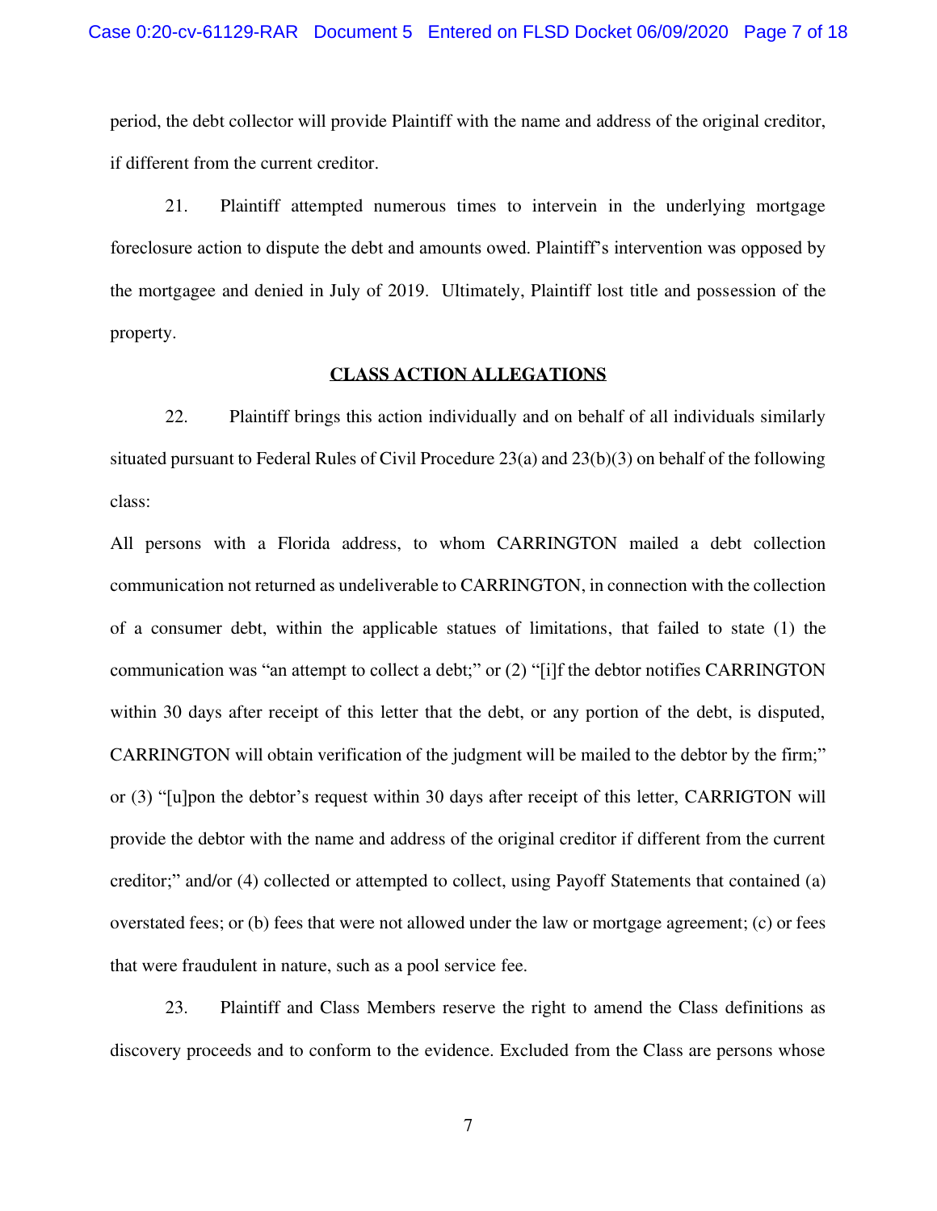period, the debt collector will provide Plaintiff with the name and address of the original creditor, if different from the current creditor.

21. Plaintiff attempted numerous times to intervein in the underlying mortgage foreclosure action to dispute the debt and amounts owed. Plaintiff's intervention was opposed by the mortgagee and denied in July of 2019. Ultimately, Plaintiff lost title and possession of the property.

## CLASS ACTION ALLEGATIONS

22. Plaintiff brings this action individually and on behalf of all individuals similarly situated pursuant to Federal Rules of Civil Procedure 23(a) and 23(b)(3) on behalf of the following class:

All persons with a Florida address, to whom CARRINGTON mailed a debt collection communication not returned as undeliverable to CARRINGTON, in connection with the collection of a consumer debt, within the applicable statues of limitations, that failed to state (1) the communication was "an attempt to collect a debt;" or (2) "[i]f the debtor notifies CARRINGTON within 30 days after receipt of this letter that the debt, or any portion of the debt, is disputed, CARRINGTON will obtain verification of the judgment will be mailed to the debtor by the firm;" or (3) "[u]pon the debtor's request within 30 days after receipt of this letter, CARRIGTON will provide the debtor with the name and address of the original creditor if different from the current creditor;" and/or (4) collected or attempted to collect, using Payoff Statements that contained (a) overstated fees; or (b) fees that were not allowed under the law or mortgage agreement; (c) or fees that were fraudulent in nature, such as a pool service fee.

23. Plaintiff and Class Members reserve the right to amend the Class definitions as discovery proceeds and to conform to the evidence. Excluded from the Class are persons whose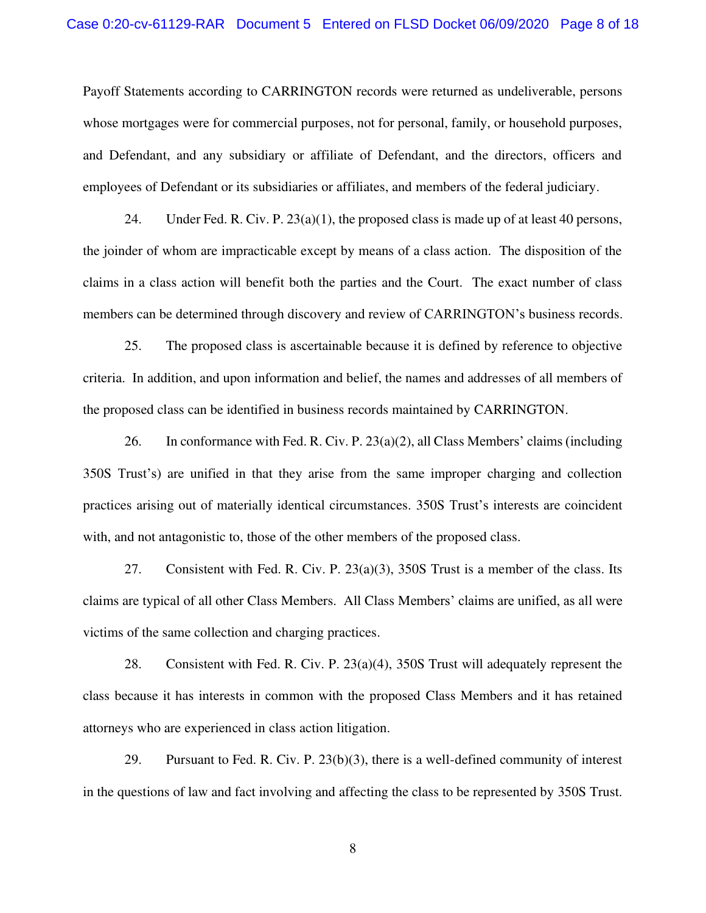Payoff Statements according to CARRINGTON records were returned as undeliverable, persons whose mortgages were for commercial purposes, not for personal, family, or household purposes, and Defendant, and any subsidiary or affiliate of Defendant, and the directors, officers and employees of Defendant or its subsidiaries or affiliates, and members of the federal judiciary.

24. Under Fed. R. Civ. P. 23(a)(1), the proposed class is made up of at least 40 persons, the joinder of whom are impracticable except by means of a class action. The disposition of the claims in a class action will benefit both the parties and the Court. The exact number of class members can be determined through discovery and review of CARRINGTON's business records.

25. The proposed class is ascertainable because it is defined by reference to objective criteria. In addition, and upon information and belief, the names and addresses of all members of the proposed class can be identified in business records maintained by CARRINGTON.

26. In conformance with Fed. R. Civ. P. 23(a)(2), all Class Members' claims (including 350S Trust's) are unified in that they arise from the same improper charging and collection practices arising out of materially identical circumstances. 350S Trust's interests are coincident with, and not antagonistic to, those of the other members of the proposed class.

27. Consistent with Fed. R. Civ. P. 23(a)(3), 350S Trust is a member of the class. Its claims are typical of all other Class Members. All Class Members' claims are unified, as all were victims of the same collection and charging practices.

28. Consistent with Fed. R. Civ. P. 23(a)(4), 350S Trust will adequately represent the class because it has interests in common with the proposed Class Members and it has retained attorneys who are experienced in class action litigation.

29. Pursuant to Fed. R. Civ. P. 23(b)(3), there is a well-defined community of interest in the questions of law and fact involving and affecting the class to be represented by 350S Trust.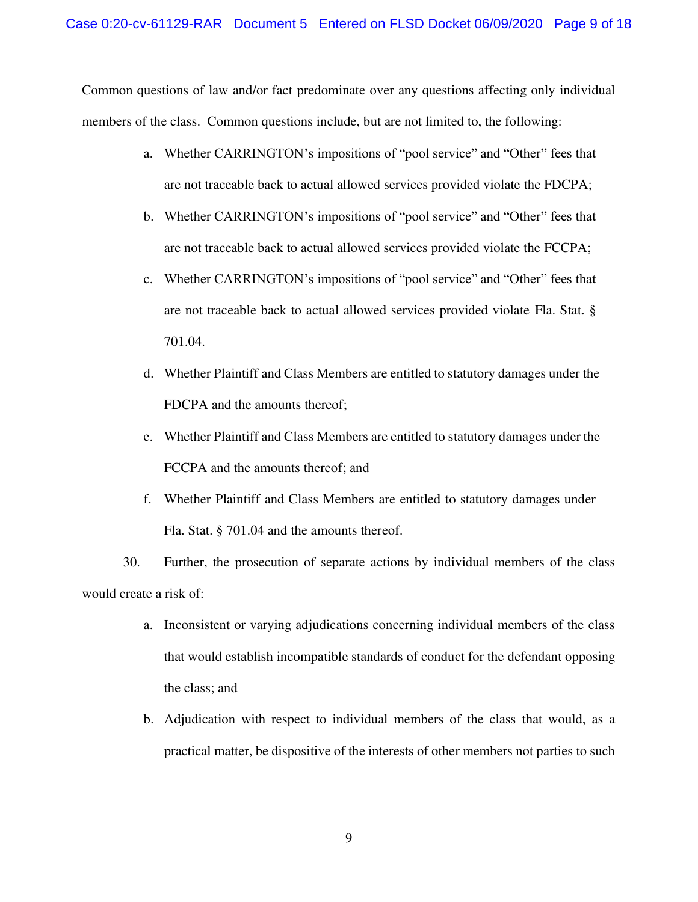Common questions of law and/or fact predominate over any questions affecting only individual members of the class. Common questions include, but are not limited to, the following:

a. Whether CARRINGTON's impositions of "pool service" and "Other" fees that are not traceable back to actual allowed services provided violate the FDCPA;

b. Whether CARRINGTON's impositions of "pool service" and "Other" fees that are not traceable back to actual allowed services provided violate the FCCPA;

c. Whether CARRINGTON's impositions of "pool service" and "Other" fees that are not traceable back to actual allowed services provided violate Fla. Stat. § 701.04.

d. Whether Plaintiff and Class Members are entitled to statutory damages under the FDCPA and the amounts thereof;

e. Whether Plaintiff and Class Members are entitled to statutory damages under the FCCPA and the amounts thereof; and

f. Whether Plaintiff and Class Members are entitled to statutory damages under Fla. Stat. § 701.04 and the amounts thereof.

30. Further, the prosecution of separate actions by individual members of the class would create a risk of:

a. Inconsistent or varying adjudications concerning individual members of the class that would establish incompatible standards of conduct for the defendant opposing the class; and

b. Adjudication with respect to individual members of the class that would, as a practical matter, be dispositive of the interests of other members not parties to such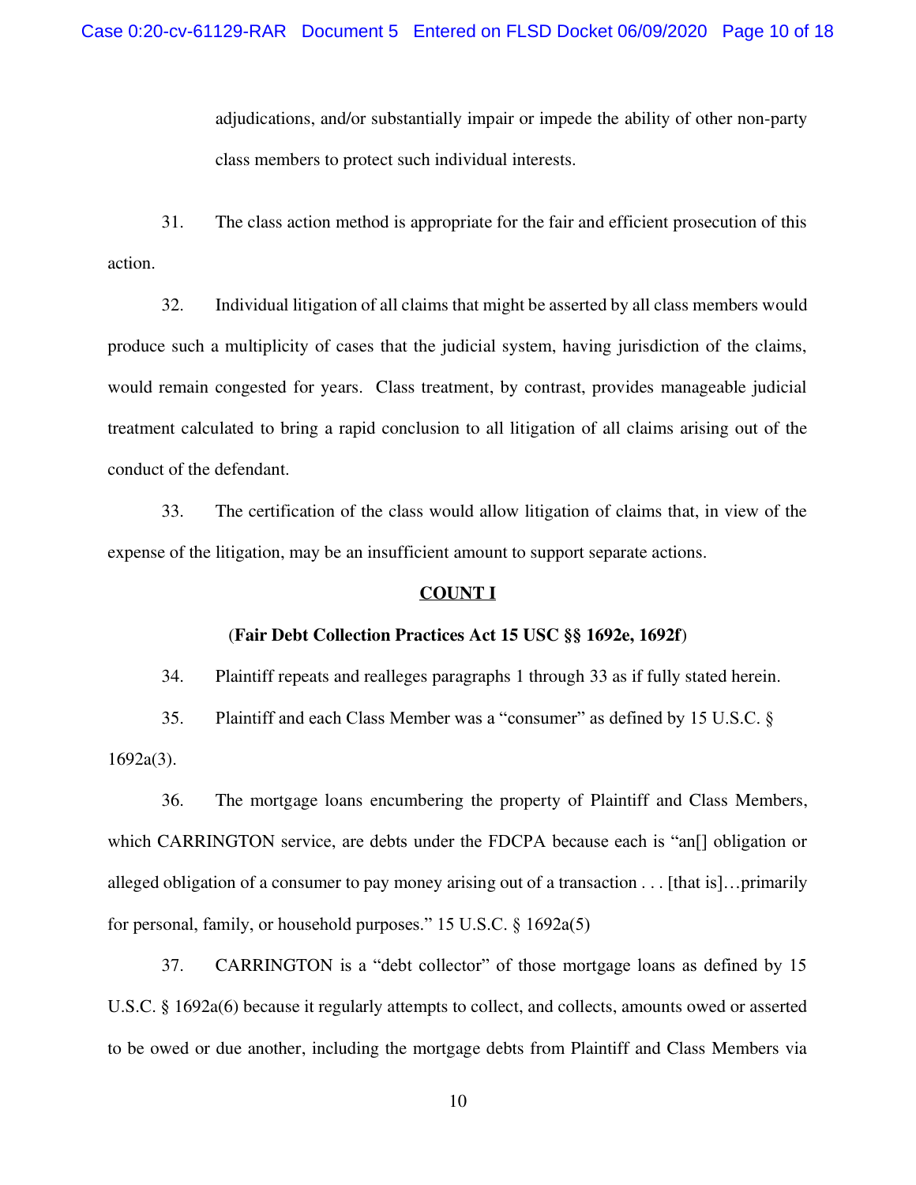adjudications, and/or substantially impair or impede the ability of other non-party class members to protect such individual interests.

31. The class action method is appropriate for the fair and efficient prosecution of this action.

32. Individual litigation of all claims that might be asserted by all class members would produce such a multiplicity of cases that the judicial system, having jurisdiction of the claims, would remain congested for years. Class treatment, by contrast, provides manageable judicial treatment calculated to bring a rapid conclusion to all litigation of all claims arising out of the conduct of the defendant.

33. The certification of the class would allow litigation of claims that, in view of the expense of the litigation, may be an insufficient amount to support separate actions.

## COUNT I

**(Fair Debt Collection Practices Act 15 USC §§ 1692e, 1692f)**

34. Plaintiff repeats and realleges paragraphs 1 through 33 as if fully stated herein.

35. Plaintiff and each Class Member was a "consumer" as defined by 15 U.S.C. § 1692a(3).

36. The mortgage loans encumbering the property of Plaintiff and Class Members, which CARRINGTON service, are debts under the FDCPA because each is "an[] obligation or alleged obligation of a consumer to pay money arising out of a transaction . . . [that is]…primarily for personal, family, or household purposes." 15 U.S.C. § 1692a(5)

37. CARRINGTON is a "debt collector" of those mortgage loans as defined by 15 U.S.C. § 1692a(6) because it regularly attempts to collect, and collects, amounts owed or asserted to be owed or due another, including the mortgage debts from Plaintiff and Class Members via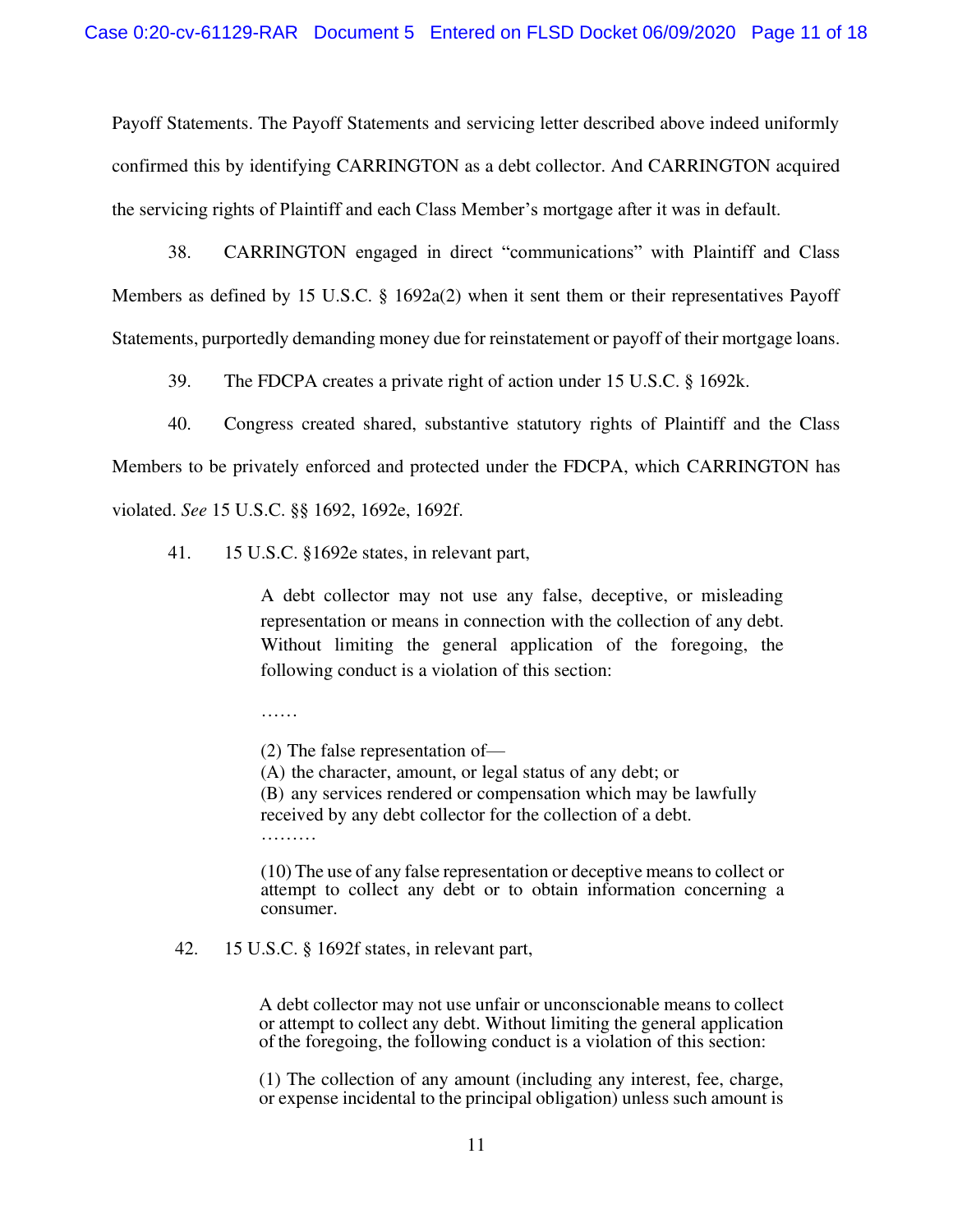Payoff Statements. The Payoff Statements and servicing letter described above indeed uniformly confirmed this by identifying CARRINGTON as a debt collector. And CARRINGTON acquired the servicing rights of Plaintiff and each Class Member's mortgage after it was in default.

38. CARRINGTON engaged in direct "communications" with Plaintiff and Class Members as defined by 15 U.S.C. § 1692a(2) when it sent them or their representatives Payoff Statements, purportedly demanding money due for reinstatement or payoff of their mortgage loans.

39. The FDCPA creates a private right of action under 15 U.S.C. § 1692k.

40. Congress created shared, substantive statutory rights of Plaintiff and the Class Members to be privately enforced and protected under the FDCPA, which CARRINGTON has violated. *See* 15 U.S.C. §§ 1692, 1692e, 1692f.

41. 15 U.S.C. §1692e states, in relevant part,

> A debt collector may not use any false, deceptive, or misleading representation or means in connection with the collection of any debt. Without limiting the general application of the foregoing, the following conduct is a violation of this section:
>
> ……
>
> (2) The false representation of—
> (A) the character, amount, or legal status of any debt; or
> (B) any services rendered or compensation which may be lawfully received by any debt collector for the collection of a debt.
> ………
>
> (10) The use of any false representation or deceptive means to collect or attempt to collect any debt or to obtain information concerning a consumer.

42. 15 U.S.C. § 1692f states, in relevant part,

> A debt collector may not use unfair or unconscionable means to collect or attempt to collect any debt. Without limiting the general application of the foregoing, the following conduct is a violation of this section:
>
> (1) The collection of any amount (including any interest, fee, charge, or expense incidental to the principal obligation) unless such amount is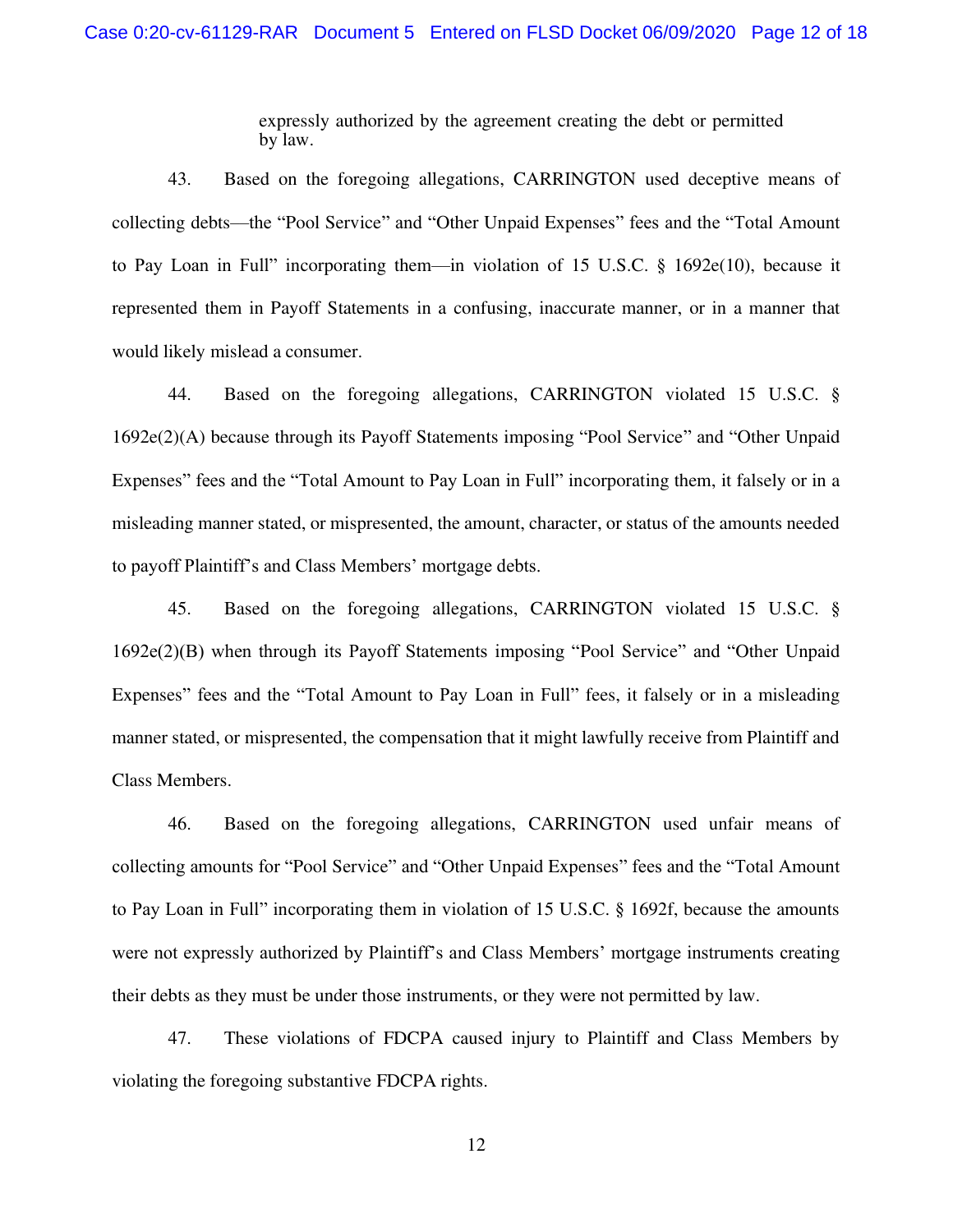> expressly authorized by the agreement creating the debt or permitted by law.

43. Based on the foregoing allegations, CARRINGTON used deceptive means of collecting debts—the "Pool Service" and "Other Unpaid Expenses" fees and the "Total Amount to Pay Loan in Full" incorporating them—in violation of 15 U.S.C. § 1692e(10), because it represented them in Payoff Statements in a confusing, inaccurate manner, or in a manner that would likely mislead a consumer.

44. Based on the foregoing allegations, CARRINGTON violated 15 U.S.C. § 1692e(2)(A) because through its Payoff Statements imposing "Pool Service" and "Other Unpaid Expenses" fees and the "Total Amount to Pay Loan in Full" incorporating them, it falsely or in a misleading manner stated, or mispresented, the amount, character, or status of the amounts needed to payoff Plaintiff's and Class Members' mortgage debts.

45. Based on the foregoing allegations, CARRINGTON violated 15 U.S.C. § 1692e(2)(B) when through its Payoff Statements imposing "Pool Service" and "Other Unpaid Expenses" fees and the "Total Amount to Pay Loan in Full" fees, it falsely or in a misleading manner stated, or mispresented, the compensation that it might lawfully receive from Plaintiff and Class Members.

46. Based on the foregoing allegations, CARRINGTON used unfair means of collecting amounts for "Pool Service" and "Other Unpaid Expenses" fees and the "Total Amount to Pay Loan in Full" incorporating them in violation of 15 U.S.C. § 1692f, because the amounts were not expressly authorized by Plaintiff's and Class Members' mortgage instruments creating their debts as they must be under those instruments, or they were not permitted by law.

47. These violations of FDCPA caused injury to Plaintiff and Class Members by violating the foregoing substantive FDCPA rights.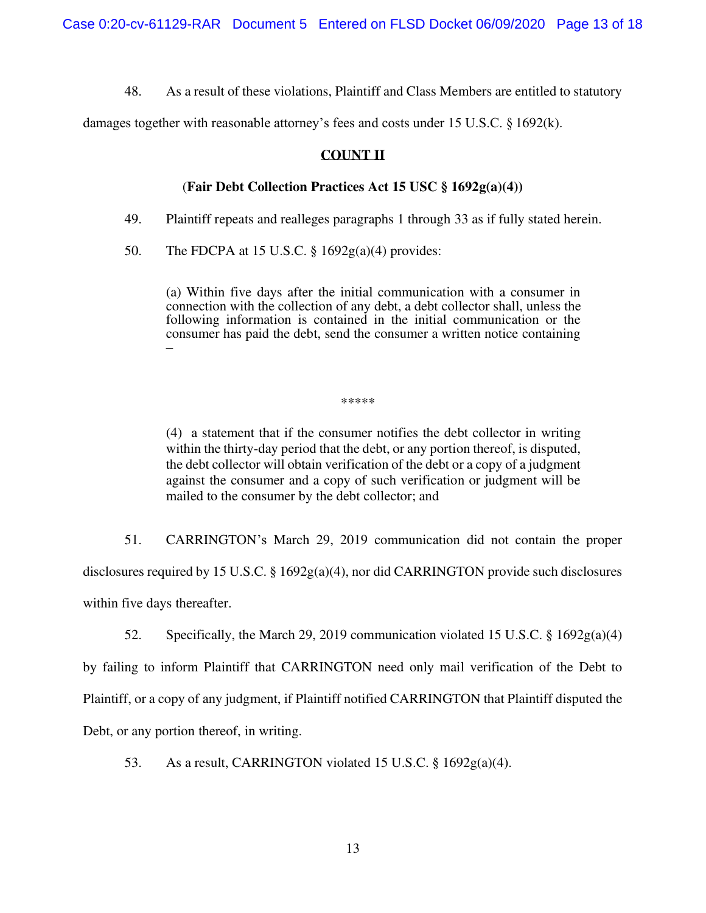48. As a result of these violations, Plaintiff and Class Members are entitled to statutory damages together with reasonable attorney's fees and costs under 15 U.S.C. § 1692(k).

## COUNT II

### (Fair Debt Collection Practices Act 15 USC § 1692g(a)(4))

49. Plaintiff repeats and realleges paragraphs 1 through 33 as if fully stated herein.

50. The FDCPA at 15 U.S.C. § 1692g(a)(4) provides:

> (a) Within five days after the initial communication with a consumer in connection with the collection of any debt, a debt collector shall, unless the following information is contained in the initial communication or the consumer has paid the debt, send the consumer a written notice containing –
>
> *****
>
> (4) a statement that if the consumer notifies the debt collector in writing within the thirty-day period that the debt, or any portion thereof, is disputed, the debt collector will obtain verification of the debt or a copy of a judgment against the consumer and a copy of such verification or judgment will be mailed to the consumer by the debt collector; and

51. CARRINGTON's March 29, 2019 communication did not contain the proper disclosures required by 15 U.S.C. § 1692g(a)(4), nor did CARRINGTON provide such disclosures within five days thereafter.

52. Specifically, the March 29, 2019 communication violated 15 U.S.C. § 1692g(a)(4) by failing to inform Plaintiff that CARRINGTON need only mail verification of the Debt to Plaintiff, or a copy of any judgment, if Plaintiff notified CARRINGTON that Plaintiff disputed the Debt, or any portion thereof, in writing.

53. As a result, CARRINGTON violated 15 U.S.C. § 1692g(a)(4).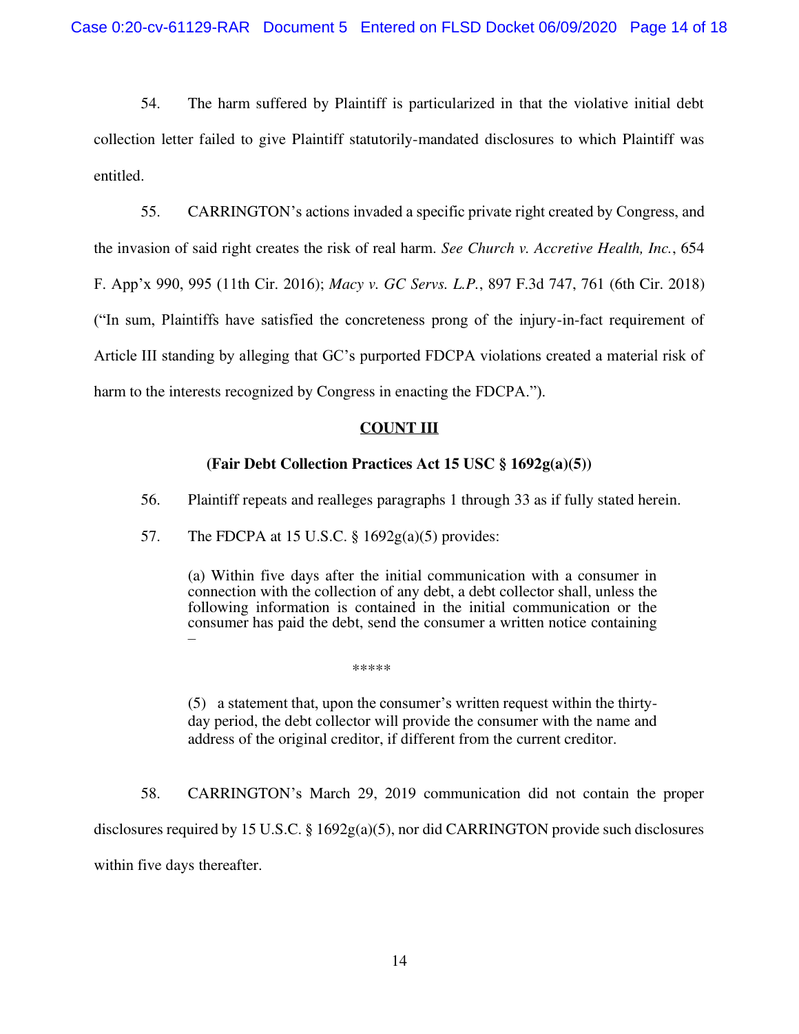54. The harm suffered by Plaintiff is particularized in that the violative initial debt collection letter failed to give Plaintiff statutorily-mandated disclosures to which Plaintiff was entitled.

55. CARRINGTON's actions invaded a specific private right created by Congress, and the invasion of said right creates the risk of real harm. *See Church v. Accretive Health, Inc.*, 654 F. App'x 990, 995 (11th Cir. 2016); *Macy v. GC Servs. L.P.*, 897 F.3d 747, 761 (6th Cir. 2018) ("In sum, Plaintiffs have satisfied the concreteness prong of the injury-in-fact requirement of Article III standing by alleging that GC's purported FDCPA violations created a material risk of harm to the interests recognized by Congress in enacting the FDCPA.").

**COUNT III**

**(Fair Debt Collection Practices Act 15 USC § 1692g(a)(5))**

56. Plaintiff repeats and realleges paragraphs 1 through 33 as if fully stated herein.

57. The FDCPA at 15 U.S.C. § 1692g(a)(5) provides:

> (a) Within five days after the initial communication with a consumer in connection with the collection of any debt, a debt collector shall, unless the following information is contained in the initial communication or the consumer has paid the debt, send the consumer a written notice containing –
>
> *****
>
> (5) a statement that, upon the consumer's written request within the thirty-day period, the debt collector will provide the consumer with the name and address of the original creditor, if different from the current creditor.

58. CARRINGTON's March 29, 2019 communication did not contain the proper disclosures required by 15 U.S.C. § 1692g(a)(5), nor did CARRINGTON provide such disclosures within five days thereafter.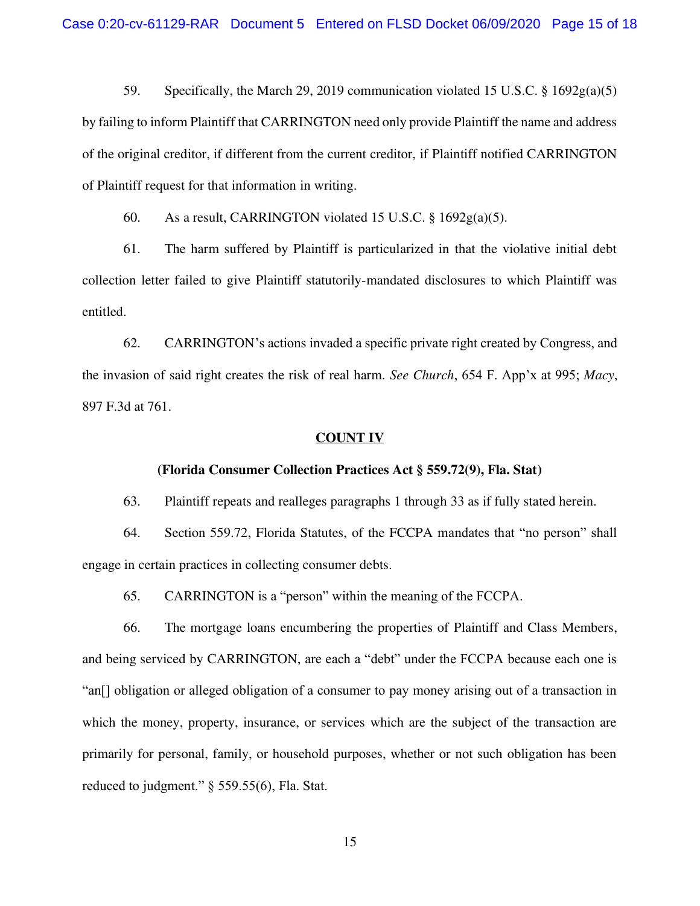59. Specifically, the March 29, 2019 communication violated 15 U.S.C. § 1692g(a)(5) by failing to inform Plaintiff that CARRINGTON need only provide Plaintiff the name and address of the original creditor, if different from the current creditor, if Plaintiff notified CARRINGTON of Plaintiff request for that information in writing.

60. As a result, CARRINGTON violated 15 U.S.C. § 1692g(a)(5).

61. The harm suffered by Plaintiff is particularized in that the violative initial debt collection letter failed to give Plaintiff statutorily-mandated disclosures to which Plaintiff was entitled.

62. CARRINGTON's actions invaded a specific private right created by Congress, and the invasion of said right creates the risk of real harm. *See Church*, 654 F. App'x at 995; *Macy*, 897 F.3d at 761.

**COUNT IV**

**(Florida Consumer Collection Practices Act § 559.72(9), Fla. Stat)**

63. Plaintiff repeats and realleges paragraphs 1 through 33 as if fully stated herein.

64. Section 559.72, Florida Statutes, of the FCCPA mandates that "no person" shall engage in certain practices in collecting consumer debts.

65. CARRINGTON is a "person" within the meaning of the FCCPA.

66. The mortgage loans encumbering the properties of Plaintiff and Class Members, and being serviced by CARRINGTON, are each a "debt" under the FCCPA because each one is "an[] obligation or alleged obligation of a consumer to pay money arising out of a transaction in which the money, property, insurance, or services which are the subject of the transaction are primarily for personal, family, or household purposes, whether or not such obligation has been reduced to judgment." § 559.55(6), Fla. Stat.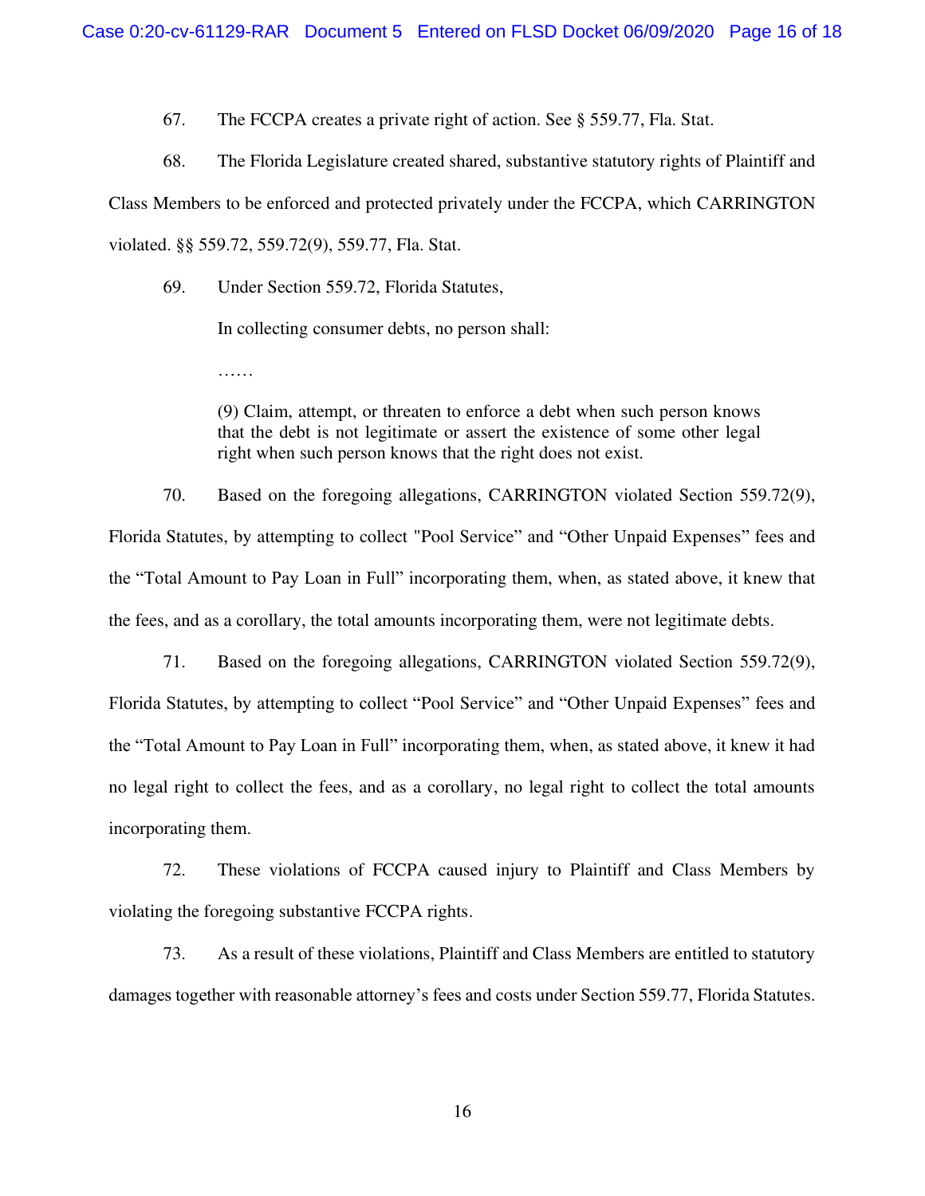67. The FCCPA creates a private right of action. See § 559.77, Fla. Stat.

68. The Florida Legislature created shared, substantive statutory rights of Plaintiff and Class Members to be enforced and protected privately under the FCCPA, which CARRINGTON violated. §§ 559.72, 559.72(9), 559.77, Fla. Stat.

69. Under Section 559.72, Florida Statutes,

> In collecting consumer debts, no person shall:
>
> ……
>
> (9) Claim, attempt, or threaten to enforce a debt when such person knows that the debt is not legitimate or assert the existence of some other legal right when such person knows that the right does not exist.

70. Based on the foregoing allegations, CARRINGTON violated Section 559.72(9), Florida Statutes, by attempting to collect "Pool Service" and "Other Unpaid Expenses" fees and the "Total Amount to Pay Loan in Full" incorporating them, when, as stated above, it knew that the fees, and as a corollary, the total amounts incorporating them, were not legitimate debts.

71. Based on the foregoing allegations, CARRINGTON violated Section 559.72(9), Florida Statutes, by attempting to collect "Pool Service" and "Other Unpaid Expenses" fees and the "Total Amount to Pay Loan in Full" incorporating them, when, as stated above, it knew it had no legal right to collect the fees, and as a corollary, no legal right to collect the total amounts incorporating them.

72. These violations of FCCPA caused injury to Plaintiff and Class Members by violating the foregoing substantive FCCPA rights.

73. As a result of these violations, Plaintiff and Class Members are entitled to statutory damages together with reasonable attorney's fees and costs under Section 559.77, Florida Statutes.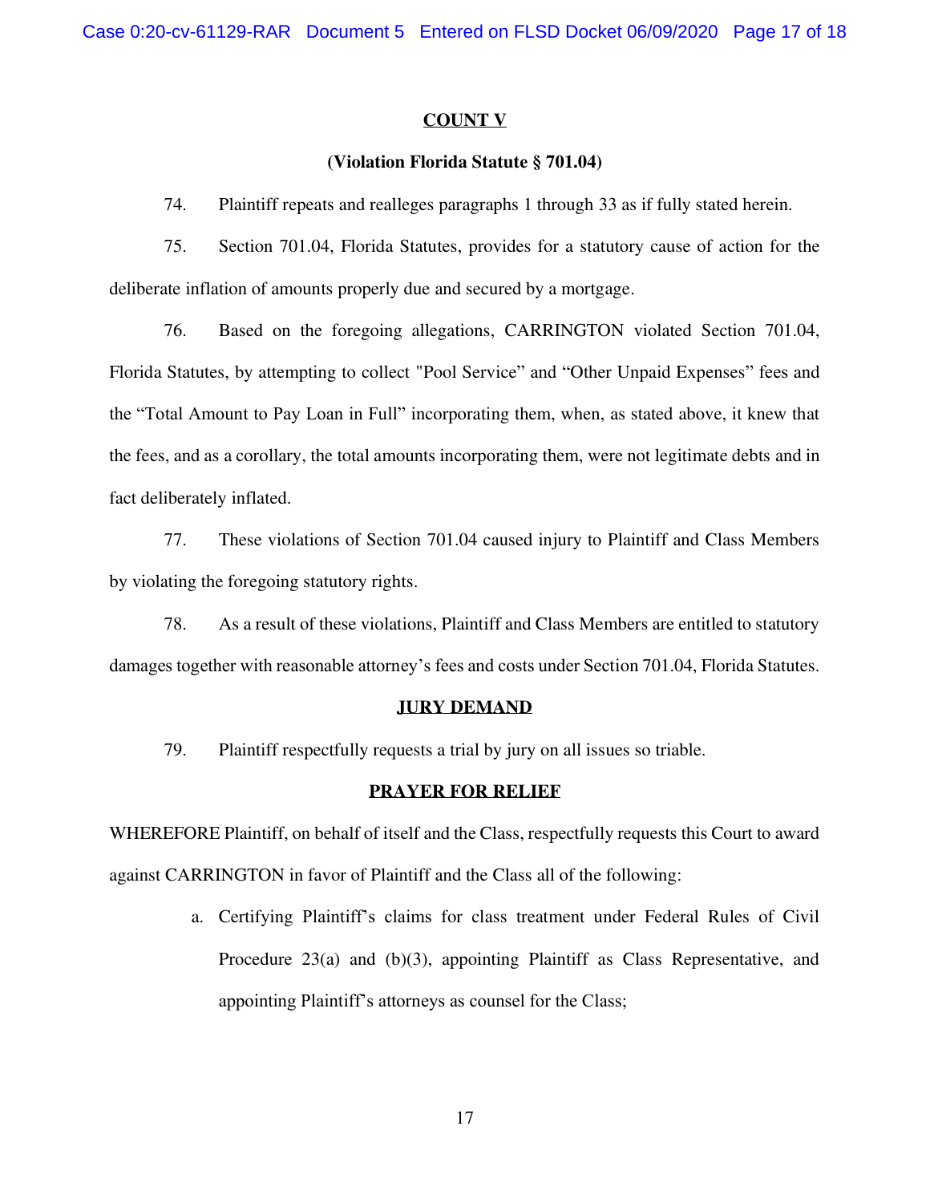## COUNT V

### (Violation Florida Statute § 701.04)

74. Plaintiff repeats and realleges paragraphs 1 through 33 as if fully stated herein.

75. Section 701.04, Florida Statutes, provides for a statutory cause of action for the deliberate inflation of amounts properly due and secured by a mortgage.

76. Based on the foregoing allegations, CARRINGTON violated Section 701.04, Florida Statutes, by attempting to collect "Pool Service" and "Other Unpaid Expenses" fees and the "Total Amount to Pay Loan in Full" incorporating them, when, as stated above, it knew that the fees, and as a corollary, the total amounts incorporating them, were not legitimate debts and in fact deliberately inflated.

77. These violations of Section 701.04 caused injury to Plaintiff and Class Members by violating the foregoing statutory rights.

78. As a result of these violations, Plaintiff and Class Members are entitled to statutory damages together with reasonable attorney's fees and costs under Section 701.04, Florida Statutes.

## JURY DEMAND

79. Plaintiff respectfully requests a trial by jury on all issues so triable.

## PRAYER FOR RELIEF

WHEREFORE Plaintiff, on behalf of itself and the Class, respectfully requests this Court to award against CARRINGTON in favor of Plaintiff and the Class all of the following:

a. Certifying Plaintiff's claims for class treatment under Federal Rules of Civil Procedure 23(a) and (b)(3), appointing Plaintiff as Class Representative, and appointing Plaintiff's attorneys as counsel for the Class;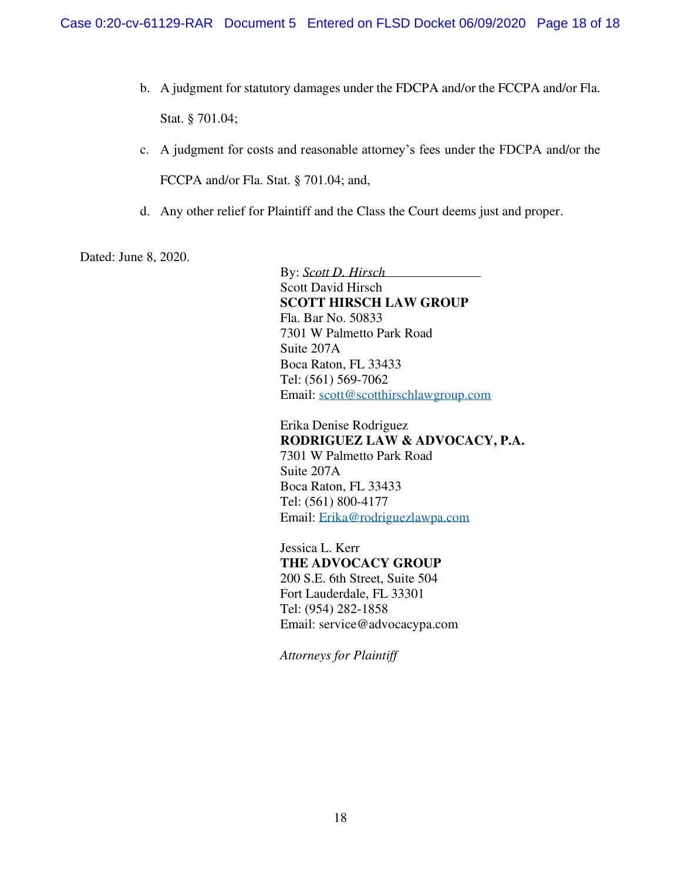b. A judgment for statutory damages under the FDCPA and/or the FCCPA and/or Fla. Stat. § 701.04;

c. A judgment for costs and reasonable attorney's fees under the FDCPA and/or the FCCPA and/or Fla. Stat. § 701.04; and,

d. Any other relief for Plaintiff and the Class the Court deems just and proper.

Dated: June 8, 2020.

By: *Scott D. Hirsch*
Scott David Hirsch
**SCOTT HIRSCH LAW GROUP**
Fla. Bar No. 50833
7301 W Palmetto Park Road
Suite 207A
Boca Raton, FL 33433
Tel: (561) 569-7062
Email: scott@scotthirschlawgroup.com

Erika Denise Rodriguez
**RODRIGUEZ LAW & ADVOCACY, P.A.**
7301 W Palmetto Park Road
Suite 207A
Boca Raton, FL 33433
Tel: (561) 800-4177
Email: Erika@rodriguezlawpa.com

Jessica L. Kerr
**THE ADVOCACY GROUP**
200 S.E. 6th Street, Suite 504
Fort Lauderdale, FL 33301
Tel: (954) 282-1858
Email: service@advocacypa.com

*Attorneys for Plaintiff*